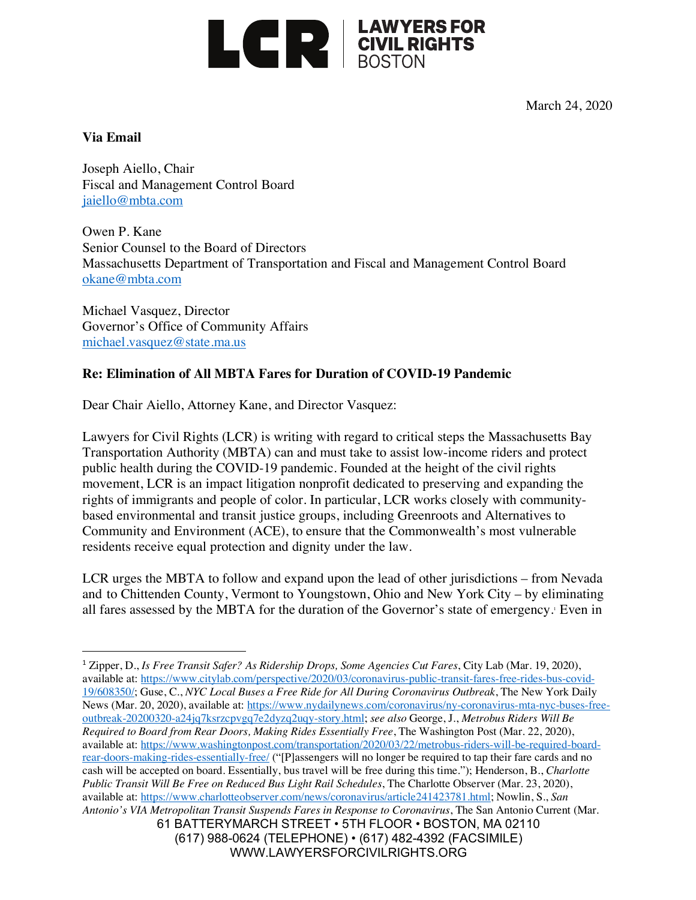LCR | LAWYERS FOR CIVIL RIGHTS BOSTON

March 24, 2020

**Via Email**

Joseph Aiello, Chair
Fiscal and Management Control Board
jaiello@mbta.com

Owen P. Kane
Senior Counsel to the Board of Directors
Massachusetts Department of Transportation and Fiscal and Management Control Board
okane@mbta.com

Michael Vasquez, Director
Governor's Office of Community Affairs
michael.vasquez@state.ma.us

**Re: Elimination of All MBTA Fares for Duration of COVID-19 Pandemic**

Dear Chair Aiello, Attorney Kane, and Director Vasquez:

Lawyers for Civil Rights (LCR) is writing with regard to critical steps the Massachusetts Bay Transportation Authority (MBTA) can and must take to assist low-income riders and protect public health during the COVID-19 pandemic. Founded at the height of the civil rights movement, LCR is an impact litigation nonprofit dedicated to preserving and expanding the rights of immigrants and people of color. In particular, LCR works closely with community-based environmental and transit justice groups, including Greenroots and Alternatives to Community and Environment (ACE), to ensure that the Commonwealth's most vulnerable residents receive equal protection and dignity under the law.

LCR urges the MBTA to follow and expand upon the lead of other jurisdictions – from Nevada and to Chittenden County, Vermont to Youngstown, Ohio and New York City – by eliminating all fares assessed by the MBTA for the duration of the Governor's state of emergency.[1] Even in

---

[1] Zipper, D., *Is Free Transit Safer? As Ridership Drops, Some Agencies Cut Fares*, City Lab (Mar. 19, 2020), available at: https://www.citylab.com/perspective/2020/03/coronavirus-public-transit-fares-free-rides-bus-covid-19/608350/; Guse, C., *NYC Local Buses a Free Ride for All During Coronavirus Outbreak*, The New York Daily News (Mar. 20, 2020), available at: https://www.nydailynews.com/coronavirus/ny-coronavirus-mta-nyc-buses-free-outbreak-20200320-a24jq7ksrzcpvgq7e2dyzq2uqy-story.html; *see also* George, J., *Metrobus Riders Will Be Required to Board from Rear Doors, Making Rides Essentially Free*, The Washington Post (Mar. 22, 2020), available at: https://www.washingtonpost.com/transportation/2020/03/22/metrobus-riders-will-be-required-board-rear-doors-making-rides-essentially-free/ ("[P]assengers will no longer be required to tap their fare cards and no cash will be accepted on board. Essentially, bus travel will be free during this time."); Henderson, B., *Charlotte Public Transit Will Be Free on Reduced Bus Light Rail Schedules*, The Charlotte Observer (Mar. 23, 2020), available at: https://www.charlotteobserver.com/news/coronavirus/article241423781.html; Nowlin, S., *San Antonio's VIA Metropolitan Transit Suspends Fares in Response to Coronavirus*, The San Antonio Current (Mar.

61 BATTERYMARCH STREET • 5TH FLOOR • BOSTON, MA 02110
(617) 988-0624 (TELEPHONE) • (617) 482-4392 (FACSIMILE)
WWW.LAWYERSFORCIVILRIGHTS.ORG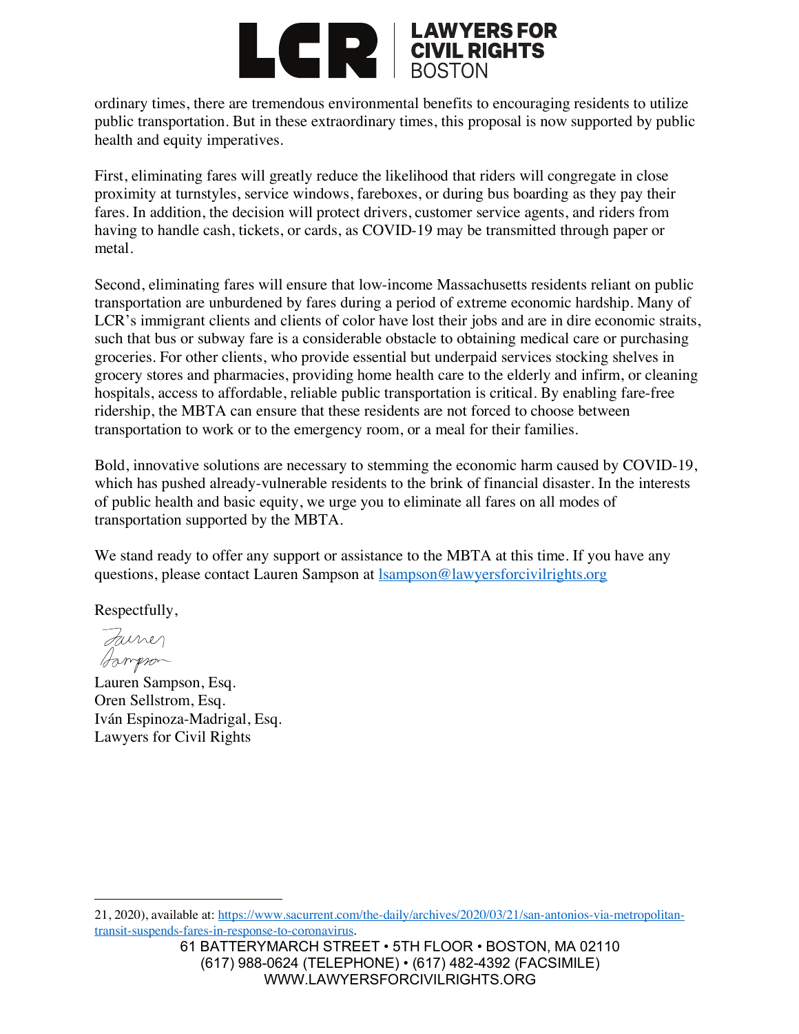ordinary times, there are tremendous environmental benefits to encouraging residents to utilize public transportation. But in these extraordinary times, this proposal is now supported by public health and equity imperatives.

First, eliminating fares will greatly reduce the likelihood that riders will congregate in close proximity at turnstyles, service windows, fareboxes, or during bus boarding as they pay their fares. In addition, the decision will protect drivers, customer service agents, and riders from having to handle cash, tickets, or cards, as COVID-19 may be transmitted through paper or metal.

Second, eliminating fares will ensure that low-income Massachusetts residents reliant on public transportation are unburdened by fares during a period of extreme economic hardship. Many of LCR's immigrant clients and clients of color have lost their jobs and are in dire economic straits, such that bus or subway fare is a considerable obstacle to obtaining medical care or purchasing groceries. For other clients, who provide essential but underpaid services stocking shelves in grocery stores and pharmacies, providing home health care to the elderly and infirm, or cleaning hospitals, access to affordable, reliable public transportation is critical. By enabling fare-free ridership, the MBTA can ensure that these residents are not forced to choose between transportation to work or to the emergency room, or a meal for their families.

Bold, innovative solutions are necessary to stemming the economic harm caused by COVID-19, which has pushed already-vulnerable residents to the brink of financial disaster. In the interests of public health and basic equity, we urge you to eliminate all fares on all modes of transportation supported by the MBTA.

We stand ready to offer any support or assistance to the MBTA at this time. If you have any questions, please contact Lauren Sampson at lsampson@lawyersforcivilrights.org

Respectfully,

Lauren Sampson, Esq.
Oren Sellstrom, Esq.
Iván Espinoza-Madrigal, Esq.
Lawyers for Civil Rights

---

21, 2020), available at: https://www.sacurrent.com/the-daily/archives/2020/03/21/san-antonios-via-metropolitan-transit-suspends-fares-in-response-to-coronavirus.